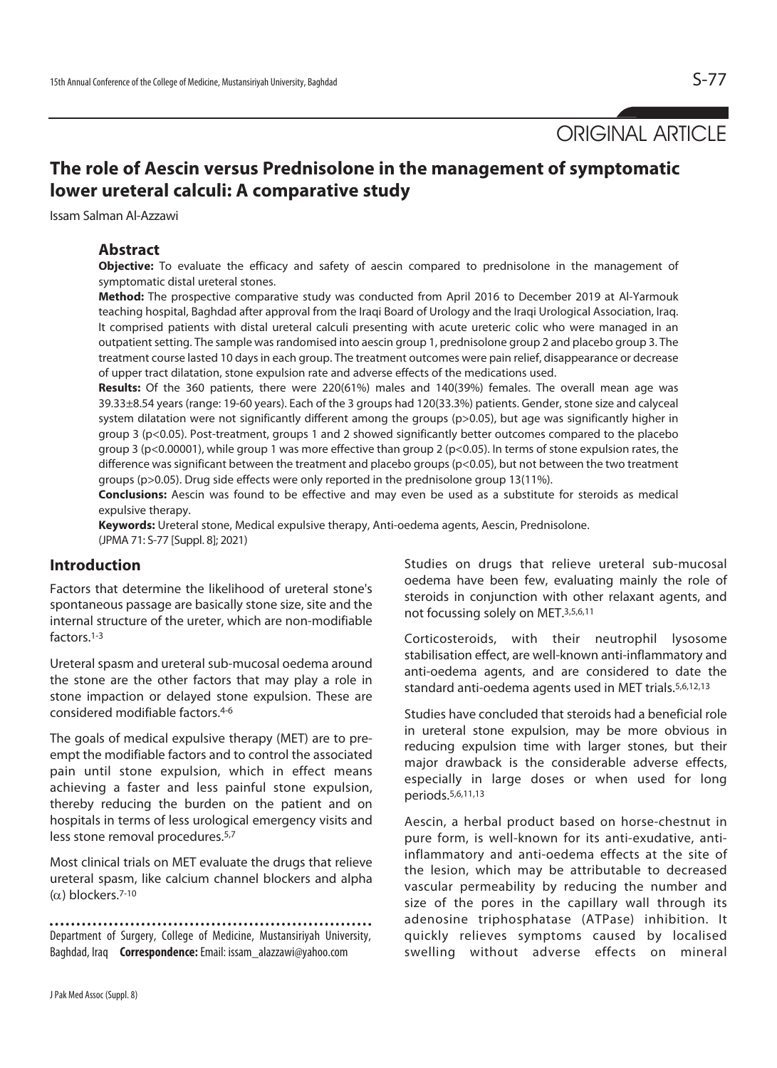ORIGINAL ARTICLE

# The role of Aescin versus Prednisolone in the management of symptomatic lower ureteral calculi: A comparative study

Issam Salman Al-Azzawi

## Abstract

**Objective:** To evaluate the efficacy and safety of aescin compared to prednisolone in the management of symptomatic distal ureteral stones.

**Method:** The prospective comparative study was conducted from April 2016 to December 2019 at Al-Yarmouk teaching hospital, Baghdad after approval from the Iraqi Board of Urology and the Iraqi Urological Association, Iraq. It comprised patients with distal ureteral calculi presenting with acute ureteric colic who were managed in an outpatient setting. The sample was randomised into aescin group 1, prednisolone group 2 and placebo group 3. The treatment course lasted 10 days in each group. The treatment outcomes were pain relief, disappearance or decrease of upper tract dilatation, stone expulsion rate and adverse effects of the medications used.

**Results:** Of the 360 patients, there were 220(61%) males and 140(39%) females. The overall mean age was 39.33±8.54 years (range: 19-60 years). Each of the 3 groups had 120(33.3%) patients. Gender, stone size and calyceal system dilatation were not significantly different among the groups ($p>0.05$), but age was significantly higher in group 3 ($p<0.05$). Post-treatment, groups 1 and 2 showed significantly better outcomes compared to the placebo group 3 ($p<0.00001$), while group 1 was more effective than group 2 ($p<0.05$). In terms of stone expulsion rates, the difference was significant between the treatment and placebo groups ($p<0.05$), but not between the two treatment groups ($p>0.05$). Drug side effects were only reported in the prednisolone group 13(11%).

**Conclusions:** Aescin was found to be effective and may even be used as a substitute for steroids as medical expulsive therapy.

**Keywords:** Ureteral stone, Medical expulsive therapy, Anti-oedema agents, Aescin, Prednisolone.

(JPMA 71: S-77 [Suppl. 8]; 2021)

## Introduction

Factors that determine the likelihood of ureteral stone's spontaneous passage are basically stone size, site and the internal structure of the ureter, which are non-modifiable factors.[1-3]

Ureteral spasm and ureteral sub-mucosal oedema around the stone are the other factors that may play a role in stone impaction or delayed stone expulsion. These are considered modifiable factors.[4-6]

The goals of medical expulsive therapy (MET) are to pre-empt the modifiable factors and to control the associated pain until stone expulsion, which in effect means achieving a faster and less painful stone expulsion, thereby reducing the burden on the patient and on hospitals in terms of less urological emergency visits and less stone removal procedures.[5,7]

Most clinical trials on MET evaluate the drugs that relieve ureteral spasm, like calcium channel blockers and alpha ($\alpha$) blockers.[7-10]

Studies on drugs that relieve ureteral sub-mucosal oedema have been few, evaluating mainly the role of steroids in conjunction with other relaxant agents, and not focussing solely on MET.[3,5,6,11]

Corticosteroids, with their neutrophil lysosome stabilisation effect, are well-known anti-inflammatory and anti-oedema agents, and are considered to date the standard anti-oedema agents used in MET trials.[5,6,12,13]

Studies have concluded that steroids had a beneficial role in ureteral stone expulsion, may be more obvious in reducing expulsion time with larger stones, but their major drawback is the considerable adverse effects, especially in large doses or when used for long periods.[5,6,11,13]

Aescin, a herbal product based on horse-chestnut in pure form, is well-known for its anti-exudative, anti-inflammatory and anti-oedema effects at the site of the lesion, which may be attributable to decreased vascular permeability by reducing the number and size of the pores in the capillary wall through its adenosine triphosphatase (ATPase) inhibition. It quickly relieves symptoms caused by localised swelling without adverse effects on mineral

Department of Surgery, College of Medicine, Mustansiriyah University, Baghdad, Iraq **Correspondence:** Email: issam_alazzawi@yahoo.com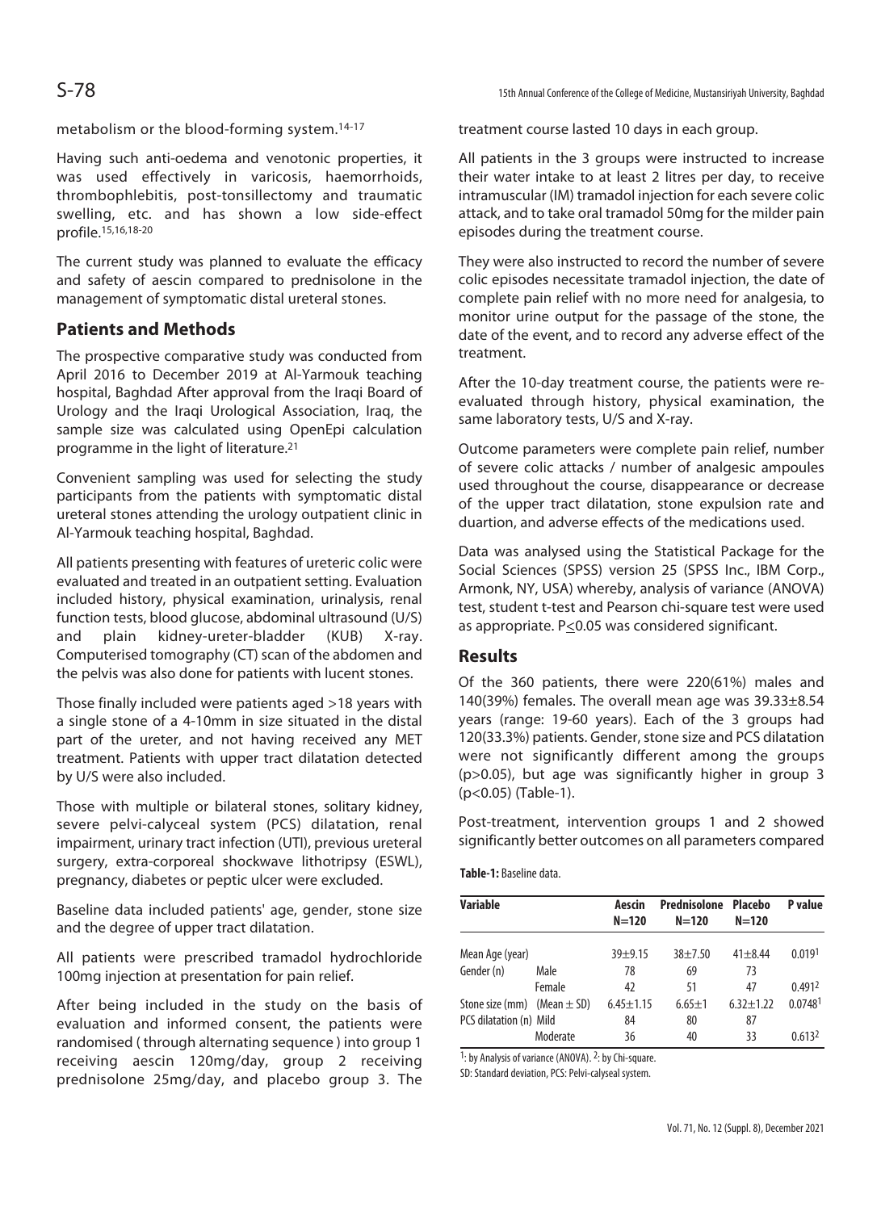metabolism or the blood-forming system.[14-17]

Having such anti-oedema and venotonic properties, it was used effectively in varicosis, haemorrhoids, thrombophlebitis, post-tonsillectomy and traumatic swelling, etc. and has shown a low side-effect profile.[15,16,18-20]

The current study was planned to evaluate the efficacy and safety of aescin compared to prednisolone in the management of symptomatic distal ureteral stones.

## Patients and Methods

The prospective comparative study was conducted from April 2016 to December 2019 at Al-Yarmouk teaching hospital, Baghdad After approval from the Iraqi Board of Urology and the Iraqi Urological Association, Iraq, the sample size was calculated using OpenEpi calculation programme in the light of literature.[21]

Convenient sampling was used for selecting the study participants from the patients with symptomatic distal ureteral stones attending the urology outpatient clinic in Al-Yarmouk teaching hospital, Baghdad.

All patients presenting with features of ureteric colic were evaluated and treated in an outpatient setting. Evaluation included history, physical examination, urinalysis, renal function tests, blood glucose, abdominal ultrasound (U/S) and plain kidney-ureter-bladder (KUB) X-ray. Computerised tomography (CT) scan of the abdomen and the pelvis was also done for patients with lucent stones.

Those finally included were patients aged >18 years with a single stone of a 4-10mm in size situated in the distal part of the ureter, and not having received any MET treatment. Patients with upper tract dilatation detected by U/S were also included.

Those with multiple or bilateral stones, solitary kidney, severe pelvi-calyceal system (PCS) dilatation, renal impairment, urinary tract infection (UTI), previous ureteral surgery, extra-corporeal shockwave lithotripsy (ESWL), pregnancy, diabetes or peptic ulcer were excluded.

Baseline data included patients' age, gender, stone size and the degree of upper tract dilatation.

All patients were prescribed tramadol hydrochloride 100mg injection at presentation for pain relief.

After being included in the study on the basis of evaluation and informed consent, the patients were randomised ( through alternating sequence ) into group 1 receiving aescin 120mg/day, group 2 receiving prednisolone 25mg/day, and placebo group 3. The treatment course lasted 10 days in each group.

All patients in the 3 groups were instructed to increase their water intake to at least 2 litres per day, to receive intramuscular (IM) tramadol injection for each severe colic attack, and to take oral tramadol 50mg for the milder pain episodes during the treatment course.

They were also instructed to record the number of severe colic episodes necessitate tramadol injection, the date of complete pain relief with no more need for analgesia, to monitor urine output for the passage of the stone, the date of the event, and to record any adverse effect of the treatment.

After the 10-day treatment course, the patients were re-evaluated through history, physical examination, the same laboratory tests, U/S and X-ray.

Outcome parameters were complete pain relief, number of severe colic attacks / number of analgesic ampoules used throughout the course, disappearance or decrease of the upper tract dilatation, stone expulsion rate and duartion, and adverse effects of the medications used.

Data was analysed using the Statistical Package for the Social Sciences (SPSS) version 25 (SPSS Inc., IBM Corp., Armonk, NY, USA) whereby, analysis of variance (ANOVA) test, student t-test and Pearson chi-square test were used as appropriate. $P \leq 0.05$ was considered significant.

## Results

Of the 360 patients, there were 220(61%) males and 140(39%) females. The overall mean age was 39.33±8.54 years (range: 19-60 years). Each of the 3 groups had 120(33.3%) patients. Gender, stone size and PCS dilatation were not significantly different among the groups ($p>0.05$), but age was significantly higher in group 3 ($p<0.05$) (Table-1).

Post-treatment, intervention groups 1 and 2 showed significantly better outcomes on all parameters compared

**Table-1:** Baseline data.

| Variable | | Aescin N=120 | Prednisolone N=120 | Placebo N=120 | P value |
|---|---|---|---|---|---|
| Mean Age (year) | | 39±9.15 | 38±7.50 | 41±8.44 | 0.019[1] |
| Gender (n) | Male | 78 | 69 | 73 | |
| | Female | 42 | 51 | 47 | 0.491[2] |
| Stone size (mm) | (Mean ± SD) | 6.45±1.15 | 6.65±1 | 6.32±1.22 | 0.0748[1] |
| PCS dilatation (n) | Mild | 84 | 80 | 87 | |
| | Moderate | 36 | 40 | 33 | 0.613[2] |

[1]: by Analysis of variance (ANOVA). [2]: by Chi-square.

SD: Standard deviation, PCS: Pelvi-calyseal system.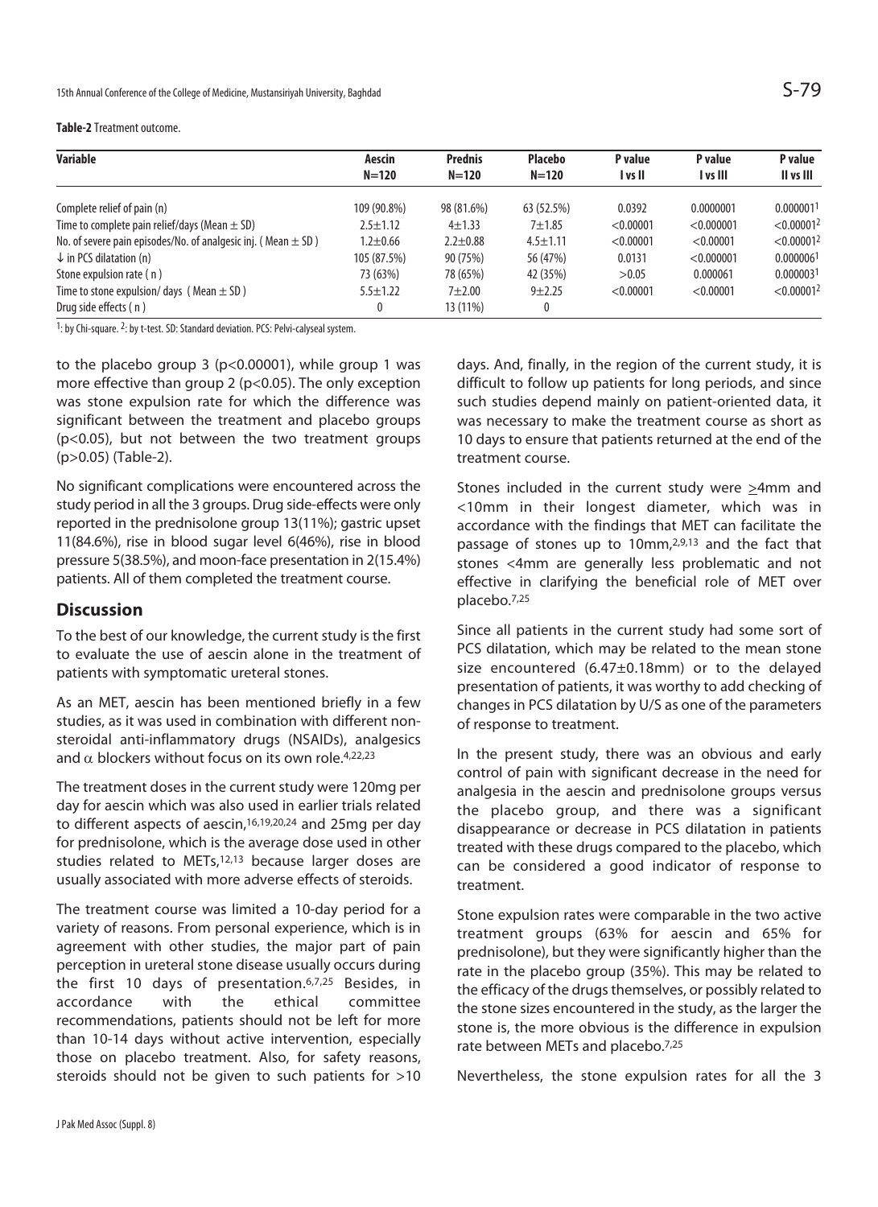**Table-2** Treatment outcome.

| Variable | Aescin N=120 | Prednis N=120 | Placebo N=120 | P value I vs II | P value I vs III | P value II vs III |
|---|---|---|---|---|---|---|
| Complete relief of pain (n) | 109 (90.8%) | 98 (81.6%) | 63 (52.5%) | 0.0392 | 0.0000001 | 0.000001[1] |
| Time to complete pain relief/days (Mean ± SD) | 2.5±1.12 | 4±1.33 | 7±1.85 | <0.00001 | <0.000001 | <0.00001[2] |
| No. of severe pain episodes/No. of analgesic inj. ( Mean ± SD ) | 1.2±0.66 | 2.2±0.88 | 4.5±1.11 | <0.00001 | <0.00001 | <0.00001[2] |
| ↓ in PCS dilatation (n) | 105 (87.5%) | 90 (75%) | 56 (47%) | 0.0131 | <0.000001 | 0.000006[1] |
| Stone expulsion rate ( n ) | 73 (63%) | 78 (65%) | 42 (35%) | >0.05 | 0.000061 | 0.000003[1] |
| Time to stone expulsion/ days ( Mean ± SD ) | 5.5±1.22 | 7±2.00 | 9±2.25 | <0.00001 | <0.00001 | <0.00001[2] |
| Drug side effects ( n ) | 0 | 13 (11%) | 0 | | | |

[1]: by Chi-square. [2]: by t-test. SD: Standard deviation. PCS: Pelvi-calyseal system.

to the placebo group 3 ($p<0.00001$), while group 1 was more effective than group 2 ($p<0.05$). The only exception was stone expulsion rate for which the difference was significant between the treatment and placebo groups ($p<0.05$), but not between the two treatment groups ($p>0.05$) (Table-2).

No significant complications were encountered across the study period in all the 3 groups. Drug side-effects were only reported in the prednisolone group 13(11%); gastric upset 11(84.6%), rise in blood sugar level 6(46%), rise in blood pressure 5(38.5%), and moon-face presentation in 2(15.4%) patients. All of them completed the treatment course.

## Discussion

To the best of our knowledge, the current study is the first to evaluate the use of aescin alone in the treatment of patients with symptomatic ureteral stones.

As an MET, aescin has been mentioned briefly in a few studies, as it was used in combination with different non-steroidal anti-inflammatory drugs (NSAIDs), analgesics and $\alpha$ blockers without focus on its own role.[4,22,23]

The treatment doses in the current study were 120mg per day for aescin which was also used in earlier trials related to different aspects of aescin,[16,19,20,24] and 25mg per day for prednisolone, which is the average dose used in other studies related to METs,[12,13] because larger doses are usually associated with more adverse effects of steroids.

The treatment course was limited a 10-day period for a variety of reasons. From personal experience, which is in agreement with other studies, the major part of pain perception in ureteral stone disease usually occurs during the first 10 days of presentation.[6,7,25] Besides, in accordance with the ethical committee recommendations, patients should not be left for more than 10-14 days without active intervention, especially those on placebo treatment. Also, for safety reasons, steroids should not be given to such patients for >10 days. And, finally, in the region of the current study, it is difficult to follow up patients for long periods, and since such studies depend mainly on patient-oriented data, it was necessary to make the treatment course as short as 10 days to ensure that patients returned at the end of the treatment course.

Stones included in the current study were ≥4mm and <10mm in their longest diameter, which was in accordance with the findings that MET can facilitate the passage of stones up to 10mm,[2,9,13] and the fact that stones <4mm are generally less problematic and not effective in clarifying the beneficial role of MET over placebo.[7,25]

Since all patients in the current study had some sort of PCS dilatation, which may be related to the mean stone size encountered (6.47±0.18mm) or to the delayed presentation of patients, it was worthy to add checking of changes in PCS dilatation by U/S as one of the parameters of response to treatment.

In the present study, there was an obvious and early control of pain with significant decrease in the need for analgesia in the aescin and prednisolone groups versus the placebo group, and there was a significant disappearance or decrease in PCS dilatation in patients treated with these drugs compared to the placebo, which can be considered a good indicator of response to treatment.

Stone expulsion rates were comparable in the two active treatment groups (63% for aescin and 65% for prednisolone), but they were significantly higher than the rate in the placebo group (35%). This may be related to the efficacy of the drugs themselves, or possibly related to the stone sizes encountered in the study, as the larger the stone is, the more obvious is the difference in expulsion rate between METs and placebo.[7,25]

Nevertheless, the stone expulsion rates for all the 3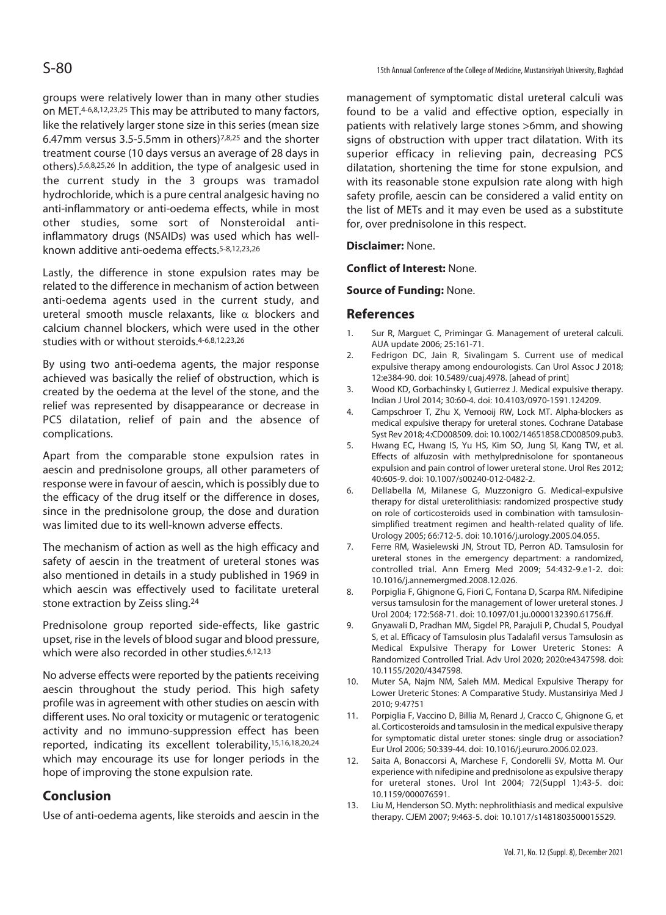groups were relatively lower than in many other studies on MET.[4-6,8,12,23,25] This may be attributed to many factors, like the relatively larger stone size in this series (mean size 6.47mm versus 3.5-5.5mm in others)[7,8,25] and the shorter treatment course (10 days versus an average of 28 days in others).[5,6,8,25,26] In addition, the type of analgesic used in the current study in the 3 groups was tramadol hydrochloride, which is a pure central analgesic having no anti-inflammatory or anti-oedema effects, while in most other studies, some sort of Nonsteroidal anti-inflammatory drugs (NSAIDs) was used which has well-known additive anti-oedema effects.[5-8,12,23,26]

Lastly, the difference in stone expulsion rates may be related to the difference in mechanism of action between anti-oedema agents used in the current study, and ureteral smooth muscle relaxants, like $\alpha$ blockers and calcium channel blockers, which were used in the other studies with or without steroids.[4-6,8,12,23,26]

By using two anti-oedema agents, the major response achieved was basically the relief of obstruction, which is created by the oedema at the level of the stone, and the relief was represented by disappearance or decrease in PCS dilatation, relief of pain and the absence of complications.

Apart from the comparable stone expulsion rates in aescin and prednisolone groups, all other parameters of response were in favour of aescin, which is possibly due to the efficacy of the drug itself or the difference in doses, since in the prednisolone group, the dose and duration was limited due to its well-known adverse effects.

The mechanism of action as well as the high efficacy and safety of aescin in the treatment of ureteral stones was also mentioned in details in a study published in 1969 in which aescin was effectively used to facilitate ureteral stone extraction by Zeiss sling.[24]

Prednisolone group reported side-effects, like gastric upset, rise in the levels of blood sugar and blood pressure, which were also recorded in other studies.[6,12,13]

No adverse effects were reported by the patients receiving aescin throughout the study period. This high safety profile was in agreement with other studies on aescin with different uses. No oral toxicity or mutagenic or teratogenic activity and no immuno-suppression effect has been reported, indicating its excellent tolerability,[15,16,18,20,24] which may encourage its use for longer periods in the hope of improving the stone expulsion rate.

## Conclusion

Use of anti-oedema agents, like steroids and aescin in the management of symptomatic distal ureteral calculi was found to be a valid and effective option, especially in patients with relatively large stones >6mm, and showing signs of obstruction with upper tract dilatation. With its superior efficacy in relieving pain, decreasing PCS dilatation, shortening the time for stone expulsion, and with its reasonable stone expulsion rate along with high safety profile, aescin can be considered a valid entity on the list of METs and it may even be used as a substitute for, over prednisolone in this respect.

**Disclaimer:** None.

**Conflict of Interest:** None.

**Source of Funding:** None.

## References

1. Sur R, Marguet C, Primingar G. Management of ureteral calculi. AUA update 2006; 25:161-71.
2. Fedrigon DC, Jain R, Sivalingam S. Current use of medical expulsive therapy among endourologists. Can Urol Assoc J 2018; 12:e384-90. doi: 10.5489/cuaj.4978. [ahead of print]
3. Wood KD, Gorbachinsky I, Gutierrez J. Medical expulsive therapy. Indian J Urol 2014; 30:60-4. doi: 10.4103/0970-1591.124209.
4. Campschroer T, Zhu X, Vernooij RW, Lock MT. Alpha-blockers as medical expulsive therapy for ureteral stones. Cochrane Database Syst Rev 2018; 4:CD008509. doi: 10.1002/14651858.CD008509.pub3.
5. Hwang EC, Hwang IS, Yu HS, Kim SO, Jung SI, Kang TW, et al. Effects of alfuzosin with methylprednisolone for spontaneous expulsion and pain control of lower ureteral stone. Urol Res 2012; 40:605-9. doi: 10.1007/s00240-012-0482-2.
6. Dellabella M, Milanese G, Muzzonigro G. Medical-expulsive therapy for distal ureterolithiasis: randomized prospective study on role of corticosteroids used in combination with tamsulosin-simplified treatment regimen and health-related quality of life. Urology 2005; 66:712-5. doi: 10.1016/j.urology.2005.04.055.
7. Ferre RM, Wasielewski JN, Strout TD, Perron AD. Tamsulosin for ureteral stones in the emergency department: a randomized, controlled trial. Ann Emerg Med 2009; 54:432-9.e1-2. doi: 10.1016/j.annemergmed.2008.12.026.
8. Porpiglia F, Ghignone G, Fiori C, Fontana D, Scarpa RM. Nifedipine versus tamsulosin for the management of lower ureteral stones. J Urol 2004; 172:568-71. doi: 10.1097/01.ju.0000132390.61756.ff.
9. Gnyawali D, Pradhan MM, Sigdel PR, Parajuli P, Chudal S, Poudyal S, et al. Efficacy of Tamsulosin plus Tadalafil versus Tamsulosin as Medical Expulsive Therapy for Lower Ureteric Stones: A Randomized Controlled Trial. Adv Urol 2020; 2020:e4347598. doi: 10.1155/2020/4347598.
10. Muter SA, Najm NM, Saleh MM. Medical Expulsive Therapy for Lower Ureteric Stones: A Comparative Study. Mustansiriya Med J 2010; 9:47?51
11. Porpiglia F, Vaccino D, Billia M, Renard J, Cracco C, Ghignone G, et al. Corticosteroids and tamsulosin in the medical expulsive therapy for symptomatic distal ureter stones: single drug or association? Eur Urol 2006; 50:339-44. doi: 10.1016/j.eururo.2006.02.023.
12. Saita A, Bonaccorsi A, Marchese F, Condorelli SV, Motta M. Our experience with nifedipine and prednisolone as expulsive therapy for ureteral stones. Urol Int 2004; 72(Suppl 1):43-5. doi: 10.1159/000076591.
13. Liu M, Henderson SO. Myth: nephrolithiasis and medical expulsive therapy. CJEM 2007; 9:463-5. doi: 10.1017/s1481803500015529.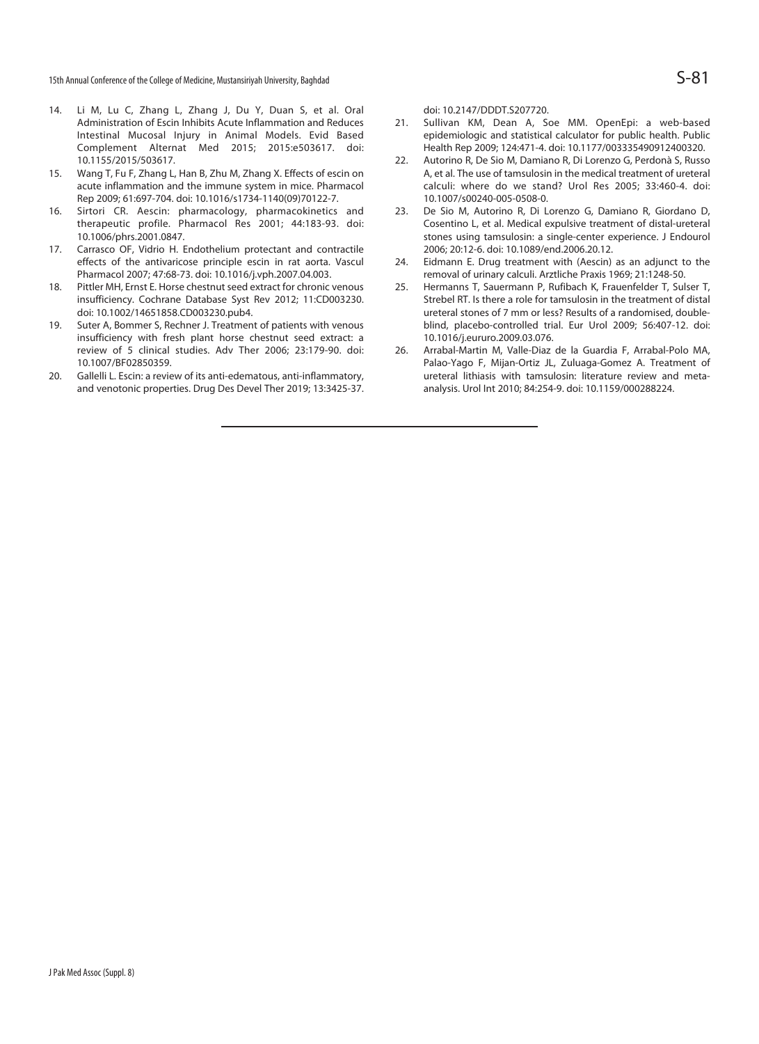14. Li M, Lu C, Zhang L, Zhang J, Du Y, Duan S, et al. Oral Administration of Escin Inhibits Acute Inflammation and Reduces Intestinal Mucosal Injury in Animal Models. Evid Based Complement Alternat Med 2015; 2015:e503617. doi: 10.1155/2015/503617.
15. Wang T, Fu F, Zhang L, Han B, Zhu M, Zhang X. Effects of escin on acute inflammation and the immune system in mice. Pharmacol Rep 2009; 61:697-704. doi: 10.1016/s1734-1140(09)70122-7.
16. Sirtori CR. Aescin: pharmacology, pharmacokinetics and therapeutic profile. Pharmacol Res 2001; 44:183-93. doi: 10.1006/phrs.2001.0847.
17. Carrasco OF, Vidrio H. Endothelium protectant and contractile effects of the antivaricose principle escin in rat aorta. Vascul Pharmacol 2007; 47:68-73. doi: 10.1016/j.vph.2007.04.003.
18. Pittler MH, Ernst E. Horse chestnut seed extract for chronic venous insufficiency. Cochrane Database Syst Rev 2012; 11:CD003230. doi: 10.1002/14651858.CD003230.pub4.
19. Suter A, Bommer S, Rechner J. Treatment of patients with venous insufficiency with fresh plant horse chestnut seed extract: a review of 5 clinical studies. Adv Ther 2006; 23:179-90. doi: 10.1007/BF02850359.
20. Gallelli L. Escin: a review of its anti-edematous, anti-inflammatory, and venotonic properties. Drug Des Devel Ther 2019; 13:3425-37. doi: 10.2147/DDDT.S207720.
21. Sullivan KM, Dean A, Soe MM. OpenEpi: a web-based epidemiologic and statistical calculator for public health. Public Health Rep 2009; 124:471-4. doi: 10.1177/003335490912400320.
22. Autorino R, De Sio M, Damiano R, Di Lorenzo G, Perdonà S, Russo A, et al. The use of tamsulosin in the medical treatment of ureteral calculi: where do we stand? Urol Res 2005; 33:460-4. doi: 10.1007/s00240-005-0508-0.
23. De Sio M, Autorino R, Di Lorenzo G, Damiano R, Giordano D, Cosentino L, et al. Medical expulsive treatment of distal-ureteral stones using tamsulosin: a single-center experience. J Endourol 2006; 20:12-6. doi: 10.1089/end.2006.20.12.
24. Eidmann E. Drug treatment with (Aescin) as an adjunct to the removal of urinary calculi. Arztliche Praxis 1969; 21:1248-50.
25. Hermanns T, Sauermann P, Rufibach K, Frauenfelder T, Sulser T, Strebel RT. Is there a role for tamsulosin in the treatment of distal ureteral stones of 7 mm or less? Results of a randomised, double-blind, placebo-controlled trial. Eur Urol 2009; 56:407-12. doi: 10.1016/j.eururo.2009.03.076.
26. Arrabal-Martin M, Valle-Diaz de la Guardia F, Arrabal-Polo MA, Palao-Yago F, Mijan-Ortiz JL, Zuluaga-Gomez A. Treatment of ureteral lithiasis with tamsulosin: literature review and meta-analysis. Urol Int 2010; 84:254-9. doi: 10.1159/000288224.